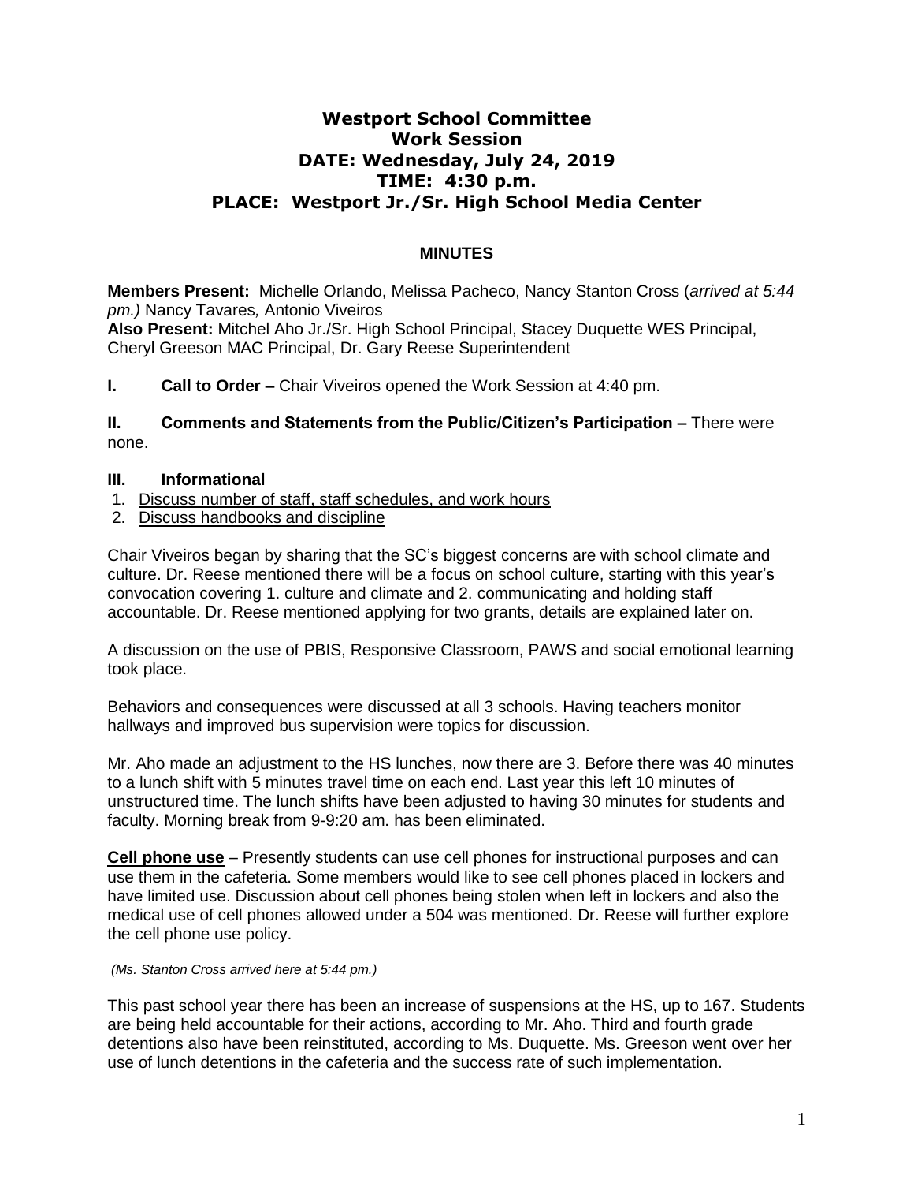# Westport School Committee
## Work Session
## DATE: Wednesday, July 24, 2019
## TIME: 4:30 p.m.
## PLACE: Westport Jr./Sr. High School Media Center

**MINUTES**

**Members Present:** Michelle Orlando, Melissa Pacheco, Nancy Stanton Cross (*arrived at 5:44 pm.)* Nancy Tavares*,* Antonio Viveiros
**Also Present:** Mitchel Aho Jr./Sr. High School Principal, Stacey Duquette WES Principal, Cheryl Greeson MAC Principal, Dr. Gary Reese Superintendent

**I. Call to Order –** Chair Viveiros opened the Work Session at 4:40 pm.

**II. Comments and Statements from the Public/Citizen's Participation –** There were none.

**III. Informational**

1. Discuss number of staff, staff schedules, and work hours
2. Discuss handbooks and discipline

Chair Viveiros began by sharing that the SC's biggest concerns are with school climate and culture. Dr. Reese mentioned there will be a focus on school culture, starting with this year's convocation covering 1. culture and climate and 2. communicating and holding staff accountable. Dr. Reese mentioned applying for two grants, details are explained later on.

A discussion on the use of PBIS, Responsive Classroom, PAWS and social emotional learning took place.

Behaviors and consequences were discussed at all 3 schools. Having teachers monitor hallways and improved bus supervision were topics for discussion.

Mr. Aho made an adjustment to the HS lunches, now there are 3. Before there was 40 minutes to a lunch shift with 5 minutes travel time on each end. Last year this left 10 minutes of unstructured time. The lunch shifts have been adjusted to having 30 minutes for students and faculty. Morning break from 9-9:20 am. has been eliminated.

**Cell phone use** – Presently students can use cell phones for instructional purposes and can use them in the cafeteria. Some members would like to see cell phones placed in lockers and have limited use. Discussion about cell phones being stolen when left in lockers and also the medical use of cell phones allowed under a 504 was mentioned. Dr. Reese will further explore the cell phone use policy.

*(Ms. Stanton Cross arrived here at 5:44 pm.)*

This past school year there has been an increase of suspensions at the HS, up to 167. Students are being held accountable for their actions, according to Mr. Aho. Third and fourth grade detentions also have been reinstituted, according to Ms. Duquette. Ms. Greeson went over her use of lunch detentions in the cafeteria and the success rate of such implementation.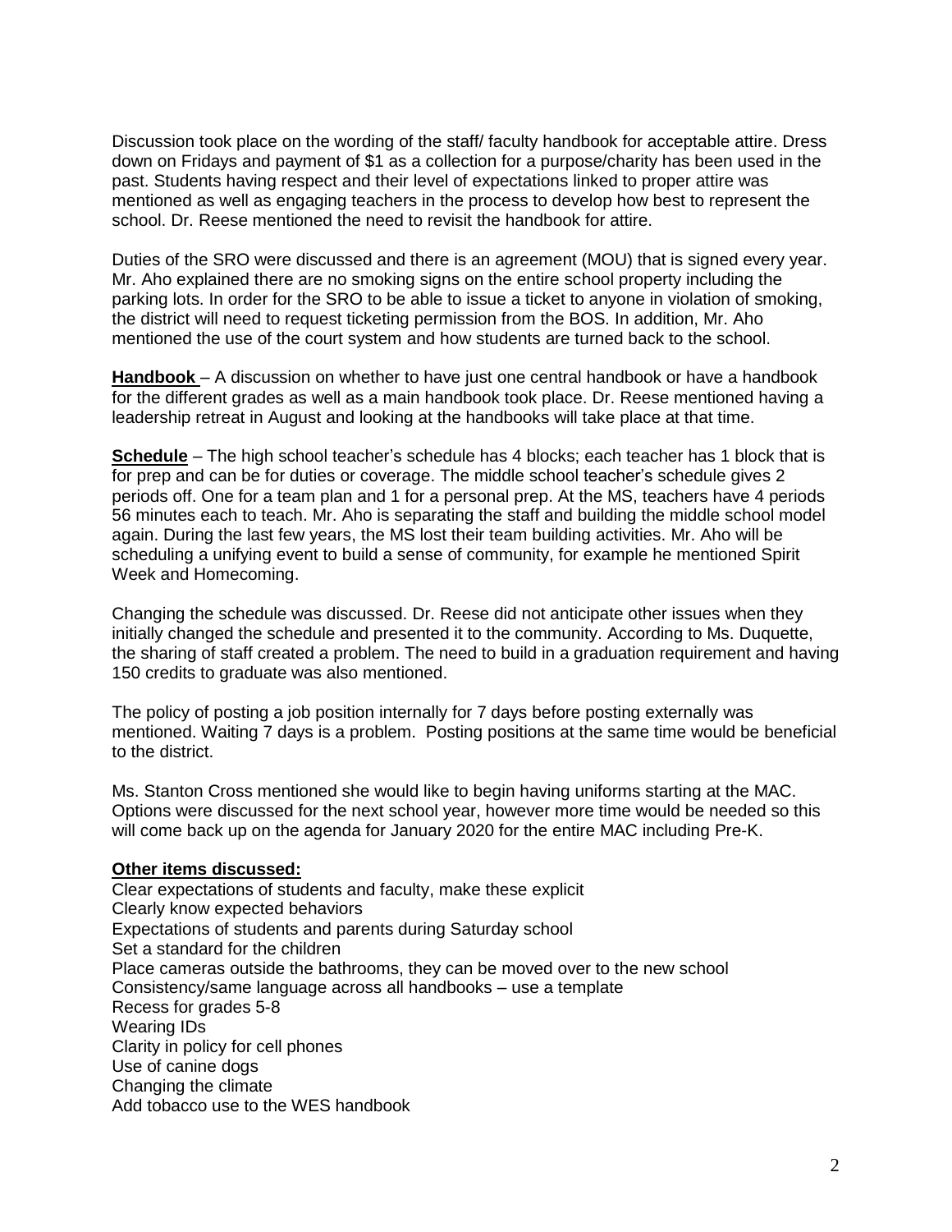Discussion took place on the wording of the staff/ faculty handbook for acceptable attire. Dress down on Fridays and payment of $1 as a collection for a purpose/charity has been used in the past. Students having respect and their level of expectations linked to proper attire was mentioned as well as engaging teachers in the process to develop how best to represent the school. Dr. Reese mentioned the need to revisit the handbook for attire.

Duties of the SRO were discussed and there is an agreement (MOU) that is signed every year. Mr. Aho explained there are no smoking signs on the entire school property including the parking lots. In order for the SRO to be able to issue a ticket to anyone in violation of smoking, the district will need to request ticketing permission from the BOS. In addition, Mr. Aho mentioned the use of the court system and how students are turned back to the school.

**Handbook** – A discussion on whether to have just one central handbook or have a handbook for the different grades as well as a main handbook took place. Dr. Reese mentioned having a leadership retreat in August and looking at the handbooks will take place at that time.

**Schedule** – The high school teacher's schedule has 4 blocks; each teacher has 1 block that is for prep and can be for duties or coverage. The middle school teacher's schedule gives 2 periods off. One for a team plan and 1 for a personal prep. At the MS, teachers have 4 periods 56 minutes each to teach. Mr. Aho is separating the staff and building the middle school model again. During the last few years, the MS lost their team building activities. Mr. Aho will be scheduling a unifying event to build a sense of community, for example he mentioned Spirit Week and Homecoming.

Changing the schedule was discussed. Dr. Reese did not anticipate other issues when they initially changed the schedule and presented it to the community. According to Ms. Duquette, the sharing of staff created a problem. The need to build in a graduation requirement and having 150 credits to graduate was also mentioned.

The policy of posting a job position internally for 7 days before posting externally was mentioned. Waiting 7 days is a problem. Posting positions at the same time would be beneficial to the district.

Ms. Stanton Cross mentioned she would like to begin having uniforms starting at the MAC. Options were discussed for the next school year, however more time would be needed so this will come back up on the agenda for January 2020 for the entire MAC including Pre-K.

**Other items discussed:**

Clear expectations of students and faculty, make these explicit
Clearly know expected behaviors
Expectations of students and parents during Saturday school
Set a standard for the children
Place cameras outside the bathrooms, they can be moved over to the new school
Consistency/same language across all handbooks – use a template
Recess for grades 5-8
Wearing IDs
Clarity in policy for cell phones
Use of canine dogs
Changing the climate
Add tobacco use to the WES handbook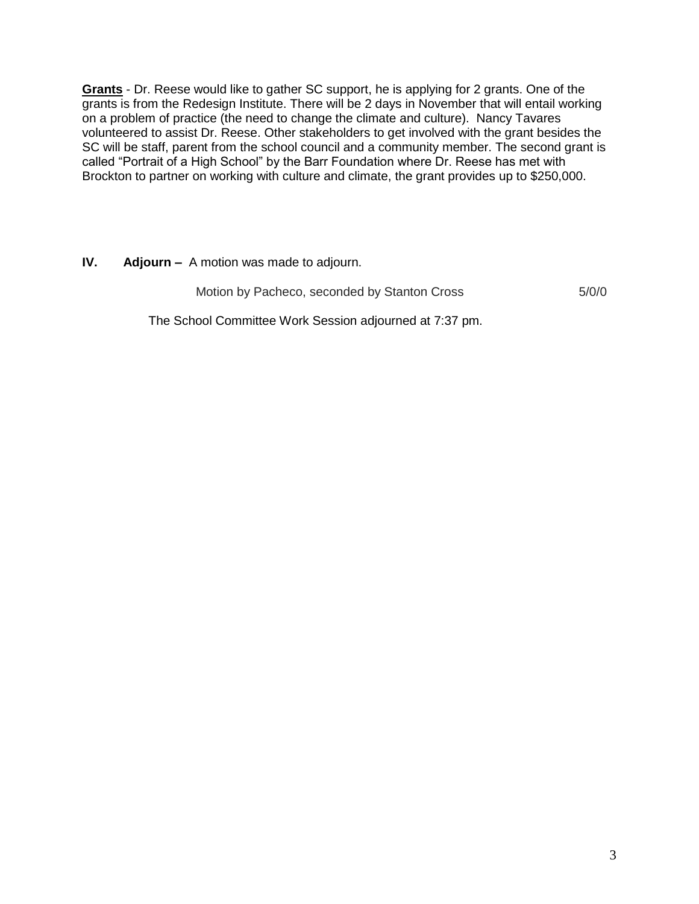**Grants** - Dr. Reese would like to gather SC support, he is applying for 2 grants. One of the grants is from the Redesign Institute. There will be 2 days in November that will entail working on a problem of practice (the need to change the climate and culture). Nancy Tavares volunteered to assist Dr. Reese. Other stakeholders to get involved with the grant besides the SC will be staff, parent from the school council and a community member. The second grant is called "Portrait of a High School" by the Barr Foundation where Dr. Reese has met with Brockton to partner on working with culture and climate, the grant provides up to $250,000.

**IV. Adjourn –** A motion was made to adjourn.

Motion by Pacheco, seconded by Stanton Cross 5/0/0

The School Committee Work Session adjourned at 7:37 pm.